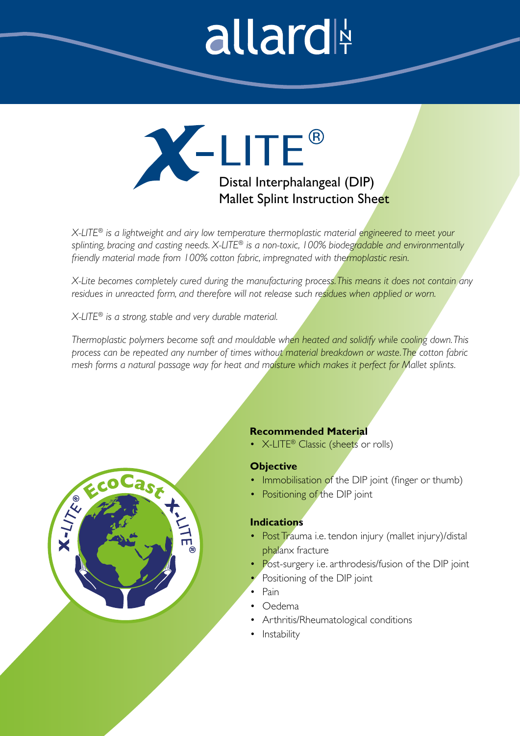# X-LITE®

## Distal Interphalangeal (DIP) Mallet Splint Instruction Sheet

*X-LITE® is a lightweight and airy low temperature thermoplastic material engineered to meet your splinting, bracing and casting needs. X-LITE® is a non-toxic, 100% biodegradable and environmentally friendly material made from 100% cotton fabric, impregnated with thermoplastic resin.*

*X-Lite becomes completely cured during the manufacturing process. This means it does not contain any residues in unreacted form, and therefore will not release such residues when applied or worn.*

*X-LITE® is a strong, stable and very durable material.*

*Thermoplastic polymers become soft and mouldable when heated and solidify while cooling down. This process can be repeated any number of times without material breakdown or waste. The cotton fabric mesh forms a natural passage way for heat and moisture which makes it perfect for Mallet splints.*

**Recommended Material**

- X-LITE® Classic (sheets or rolls)

**Objective**

- Immobilisation of the DIP joint (finger or thumb)
- Positioning of the DIP joint

**Indications**

- Post Trauma i.e. tendon injury (mallet injury)/distal phalanx fracture
- Post-surgery i.e. arthrodesis/fusion of the DIP joint
- Positioning of the DIP joint
- Pain
- Oedema
- Arthritis/Rheumatological conditions
- Instability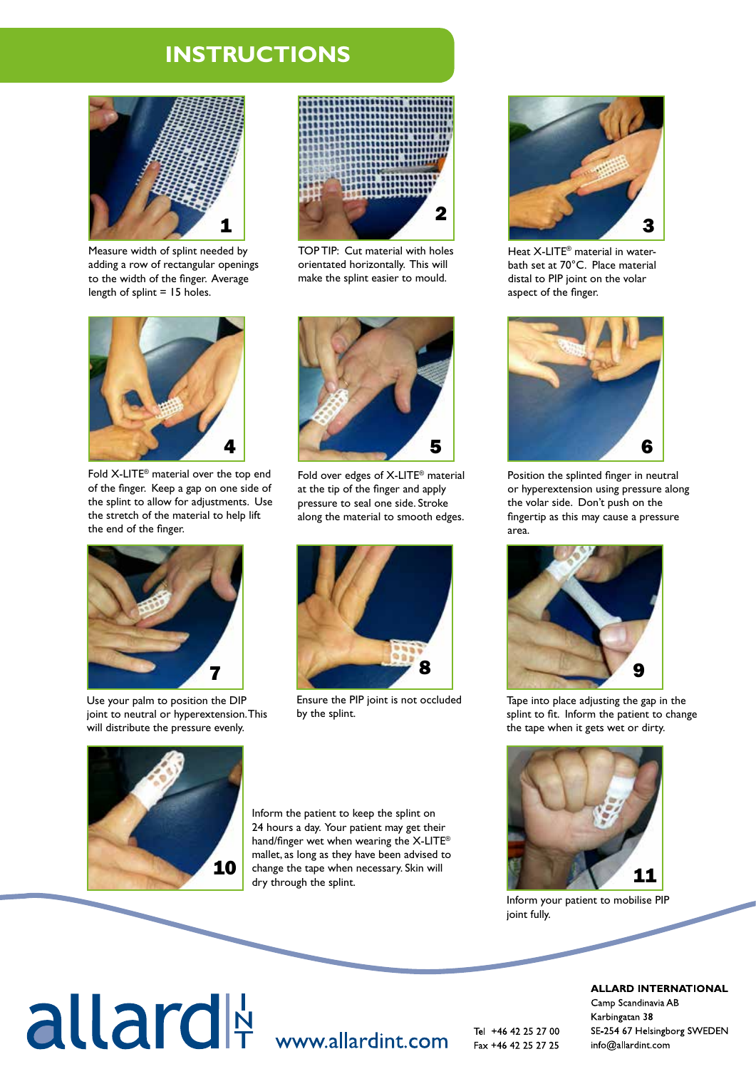# INSTRUCTIONS

1. Measure width of splint needed by adding a row of rectangular openings to the width of the finger. Average length of splint = 15 holes.

2. TOP TIP: Cut material with holes orientated horizontally. This will make the splint easier to mould.

3. Heat X-LITE® material in water-bath set at 70°C. Place material distal to PIP joint on the volar aspect of the finger.

4. Fold X-LITE® material over the top end of the finger. Keep a gap on one side of the splint to allow for adjustments. Use the stretch of the material to help lift the end of the finger.

5. Fold over edges of X-LITE® material at the tip of the finger and apply pressure to seal one side. Stroke along the material to smooth edges.

6. Position the splinted finger in neutral or hyperextension using pressure along the volar side. Don't push on the fingertip as this may cause a pressure area.

7. Use your palm to position the DIP joint to neutral or hyperextension. This will distribute the pressure evenly.

8. Ensure the PIP joint is not occluded by the splint.

9. Tape into place adjusting the gap in the splint to fit. Inform the patient to change the tape when it gets wet or dirty.

10. Inform the patient to keep the splint on 24 hours a day. Your patient may get their hand/finger wet when wearing the X-LITE® mallet, as long as they have been advised to change the tape when necessary. Skin will dry through the splint.

11. Inform your patient to mobilise PIP joint fully.

allard INT

www.allardint.com

Tel +46 42 25 27 00
Fax +46 42 25 27 25

**ALLARD INTERNATIONAL**
Camp Scandinavia AB
Karbingatan 38
SE-254 67 Helsingborg SWEDEN
info@allardint.com